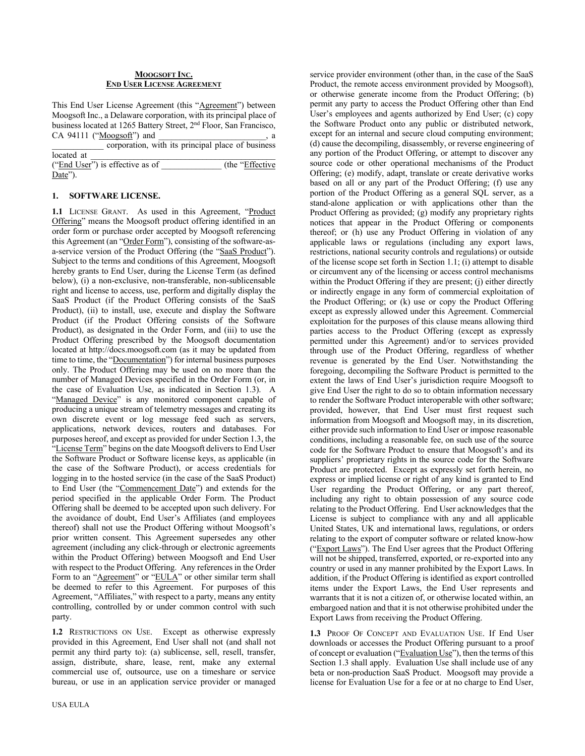**MOOGSOFT INC.**
**END USER LICENSE AGREEMENT**

This End User License Agreement (this "Agreement") between Moogsoft Inc., a Delaware corporation, with its principal place of business located at 1265 Battery Street, 2nd Floor, San Francisco, CA 94111 ("Moogsoft") and ________________________, a ____________ corporation, with its principal place of business located at ________________________________________ ("End User") is effective as of ______________ (the "Effective Date").

## 1. SOFTWARE LICENSE.

**1.1** LICENSE GRANT. As used in this Agreement, "Product Offering" means the Moogsoft product offering identified in an order form or purchase order accepted by Moogsoft referencing this Agreement (an "Order Form"), consisting of the software-as-a-service version of the Product Offering (the "SaaS Product"). Subject to the terms and conditions of this Agreement, Moogsoft hereby grants to End User, during the License Term (as defined below), (i) a non-exclusive, non-transferable, non-sublicensable right and license to access, use, perform and digitally display the SaaS Product (if the Product Offering consists of the SaaS Product), (ii) to install, use, execute and display the Software Product (if the Product Offering consists of the Software Product), as designated in the Order Form, and (iii) to use the Product Offering prescribed by the Moogsoft documentation located at http://docs.moogsoft.com (as it may be updated from time to time, the "Documentation") for internal business purposes only. The Product Offering may be used on no more than the number of Managed Devices specified in the Order Form (or, in the case of Evaluation Use, as indicated in Section 1.3). A "Managed Device" is any monitored component capable of producing a unique stream of telemetry messages and creating its own discrete event or log message feed such as servers, applications, network devices, routers and databases. For purposes hereof, and except as provided for under Section 1.3, the "License Term" begins on the date Moogsoft delivers to End User the Software Product or Software license keys, as applicable (in the case of the Software Product), or access credentials for logging in to the hosted service (in the case of the SaaS Product) to End User (the "Commencement Date") and extends for the period specified in the applicable Order Form. The Product Offering shall be deemed to be accepted upon such delivery. For the avoidance of doubt, End User's Affiliates (and employees thereof) shall not use the Product Offering without Moogsoft's prior written consent. This Agreement supersedes any other agreement (including any click-through or electronic agreements within the Product Offering) between Moogsoft and End User with respect to the Product Offering. Any references in the Order Form to an "Agreement" or "EULA" or other similar term shall be deemed to refer to this Agreement. For purposes of this Agreement, "Affiliates," with respect to a party, means any entity controlling, controlled by or under common control with such party.

**1.2** RESTRICTIONS ON USE. Except as otherwise expressly provided in this Agreement, End User shall not (and shall not permit any third party to): (a) sublicense, sell, resell, transfer, assign, distribute, share, lease, rent, make any external commercial use of, outsource, use on a timeshare or service bureau, or use in an application service provider or managed service provider environment (other than, in the case of the SaaS Product, the remote access environment provided by Moogsoft), or otherwise generate income from the Product Offering; (b) permit any party to access the Product Offering other than End User's employees and agents authorized by End User; (c) copy the Software Product onto any public or distributed network, except for an internal and secure cloud computing environment; (d) cause the decompiling, disassembly, or reverse engineering of any portion of the Product Offering, or attempt to discover any source code or other operational mechanisms of the Product Offering; (e) modify, adapt, translate or create derivative works based on all or any part of the Product Offering; (f) use any portion of the Product Offering as a general SQL server, as a stand-alone application or with applications other than the Product Offering as provided; (g) modify any proprietary rights notices that appear in the Product Offering or components thereof; or (h) use any Product Offering in violation of any applicable laws or regulations (including any export laws, restrictions, national security controls and regulations) or outside of the license scope set forth in Section 1.1; (i) attempt to disable or circumvent any of the licensing or access control mechanisms within the Product Offering if they are present; (j) either directly or indirectly engage in any form of commercial exploitation of the Product Offering; or (k) use or copy the Product Offering except as expressly allowed under this Agreement. Commercial exploitation for the purposes of this clause means allowing third parties access to the Product Offering (except as expressly permitted under this Agreement) and/or to services provided through use of the Product Offering, regardless of whether revenue is generated by the End User. Notwithstanding the foregoing, decompiling the Software Product is permitted to the extent the laws of End User's jurisdiction require Moogsoft to give End User the right to do so to obtain information necessary to render the Software Product interoperable with other software; provided, however, that End User must first request such information from Moogsoft and Moogsoft may, in its discretion, either provide such information to End User or impose reasonable conditions, including a reasonable fee, on such use of the source code for the Software Product to ensure that Moogsoft's and its suppliers' proprietary rights in the source code for the Software Product are protected. Except as expressly set forth herein, no express or implied license or right of any kind is granted to End User regarding the Product Offering, or any part thereof, including any right to obtain possession of any source code relating to the Product Offering. End User acknowledges that the License is subject to compliance with any and all applicable United States, UK and international laws, regulations, or orders relating to the export of computer software or related know-how ("Export Laws"). The End User agrees that the Product Offering will not be shipped, transferred, exported, or re-exported into any country or used in any manner prohibited by the Export Laws. In addition, if the Product Offering is identified as export controlled items under the Export Laws, the End User represents and warrants that it is not a citizen of, or otherwise located within, an embargoed nation and that it is not otherwise prohibited under the Export Laws from receiving the Product Offering.

**1.3** PROOF OF CONCEPT AND EVALUATION USE. If End User downloads or accesses the Product Offering pursuant to a proof of concept or evaluation ("Evaluation Use"), then the terms of this Section 1.3 shall apply. Evaluation Use shall include use of any beta or non-production SaaS Product. Moogsoft may provide a license for Evaluation Use for a fee or at no charge to End User,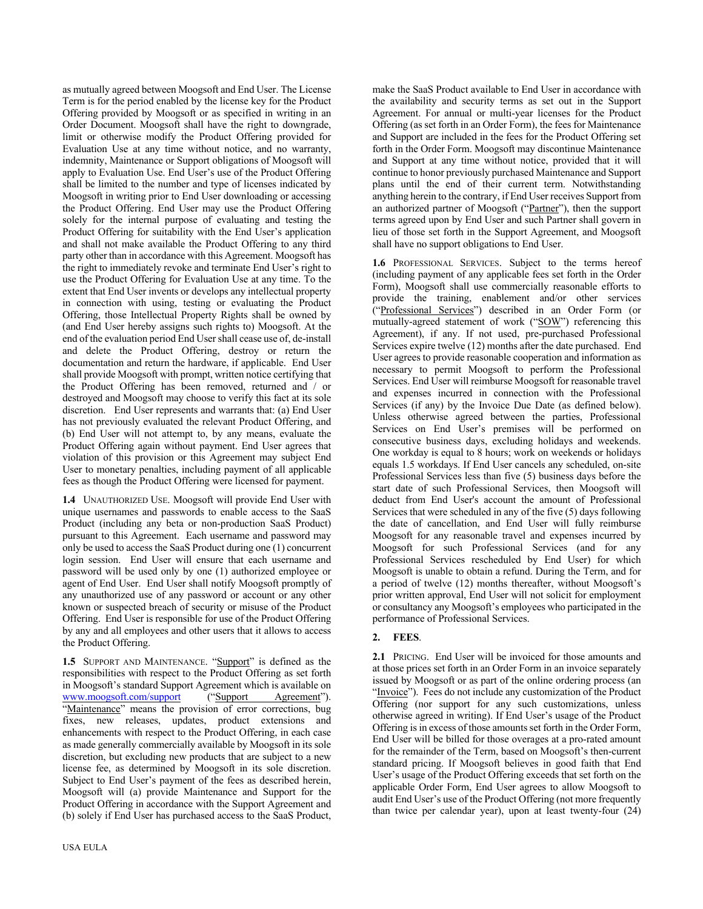as mutually agreed between Moogsoft and End User. The License Term is for the period enabled by the license key for the Product Offering provided by Moogsoft or as specified in writing in an Order Document. Moogsoft shall have the right to downgrade, limit or otherwise modify the Product Offering provided for Evaluation Use at any time without notice, and no warranty, indemnity, Maintenance or Support obligations of Moogsoft will apply to Evaluation Use. End User's use of the Product Offering shall be limited to the number and type of licenses indicated by Moogsoft in writing prior to End User downloading or accessing the Product Offering. End User may use the Product Offering solely for the internal purpose of evaluating and testing the Product Offering for suitability with the End User's application and shall not make available the Product Offering to any third party other than in accordance with this Agreement. Moogsoft has the right to immediately revoke and terminate End User's right to use the Product Offering for Evaluation Use at any time. To the extent that End User invents or develops any intellectual property in connection with using, testing or evaluating the Product Offering, those Intellectual Property Rights shall be owned by (and End User hereby assigns such rights to) Moogsoft. At the end of the evaluation period End User shall cease use of, de-install and delete the Product Offering, destroy or return the documentation and return the hardware, if applicable. End User shall provide Moogsoft with prompt, written notice certifying that the Product Offering has been removed, returned and / or destroyed and Moogsoft may choose to verify this fact at its sole discretion. End User represents and warrants that: (a) End User has not previously evaluated the relevant Product Offering, and (b) End User will not attempt to, by any means, evaluate the Product Offering again without payment. End User agrees that violation of this provision or this Agreement may subject End User to monetary penalties, including payment of all applicable fees as though the Product Offering were licensed for payment.

**1.4** Unauthorized Use. Moogsoft will provide End User with unique usernames and passwords to enable access to the SaaS Product (including any beta or non-production SaaS Product) pursuant to this Agreement. Each username and password may only be used to access the SaaS Product during one (1) concurrent login session. End User will ensure that each username and password will be used only by one (1) authorized employee or agent of End User. End User shall notify Moogsoft promptly of any unauthorized use of any password or account or any other known or suspected breach of security or misuse of the Product Offering. End User is responsible for use of the Product Offering by any and all employees and other users that it allows to access the Product Offering.

**1.5** Support and Maintenance. "Support" is defined as the responsibilities with respect to the Product Offering as set forth in Moogsoft's standard Support Agreement which is available on www.moogsoft.com/support ("Support Agreement"). "Maintenance" means the provision of error corrections, bug fixes, new releases, updates, product extensions and enhancements with respect to the Product Offering, in each case as made generally commercially available by Moogsoft in its sole discretion, but excluding new products that are subject to a new license fee, as determined by Moogsoft in its sole discretion. Subject to End User's payment of the fees as described herein, Moogsoft will (a) provide Maintenance and Support for the Product Offering in accordance with the Support Agreement and (b) solely if End User has purchased access to the SaaS Product, make the SaaS Product available to End User in accordance with the availability and security terms as set out in the Support Agreement. For annual or multi-year licenses for the Product Offering (as set forth in an Order Form), the fees for Maintenance and Support are included in the fees for the Product Offering set forth in the Order Form. Moogsoft may discontinue Maintenance and Support at any time without notice, provided that it will continue to honor previously purchased Maintenance and Support plans until the end of their current term. Notwithstanding anything herein to the contrary, if End User receives Support from an authorized partner of Moogsoft ("Partner"), then the support terms agreed upon by End User and such Partner shall govern in lieu of those set forth in the Support Agreement, and Moogsoft shall have no support obligations to End User.

**1.6** Professional Services. Subject to the terms hereof (including payment of any applicable fees set forth in the Order Form), Moogsoft shall use commercially reasonable efforts to provide the training, enablement and/or other services ("Professional Services") described in an Order Form (or mutually-agreed statement of work ("SOW") referencing this Agreement), if any. If not used, pre-purchased Professional Services expire twelve (12) months after the date purchased. End User agrees to provide reasonable cooperation and information as necessary to permit Moogsoft to perform the Professional Services. End User will reimburse Moogsoft for reasonable travel and expenses incurred in connection with the Professional Services (if any) by the Invoice Due Date (as defined below). Unless otherwise agreed between the parties, Professional Services on End User's premises will be performed on consecutive business days, excluding holidays and weekends. One workday is equal to 8 hours; work on weekends or holidays equals 1.5 workdays. If End User cancels any scheduled, on-site Professional Services less than five (5) business days before the start date of such Professional Services, then Moogsoft will deduct from End User's account the amount of Professional Services that were scheduled in any of the five (5) days following the date of cancellation, and End User will fully reimburse Moogsoft for any reasonable travel and expenses incurred by Moogsoft for such Professional Services (and for any Professional Services rescheduled by End User) for which Moogsoft is unable to obtain a refund. During the Term, and for a period of twelve (12) months thereafter, without Moogsoft's prior written approval, End User will not solicit for employment or consultancy any Moogsoft's employees who participated in the performance of Professional Services.

## 2. FEES.

**2.1** Pricing. End User will be invoiced for those amounts and at those prices set forth in an Order Form in an invoice separately issued by Moogsoft or as part of the online ordering process (an "Invoice"). Fees do not include any customization of the Product Offering (nor support for any such customizations, unless otherwise agreed in writing). If End User's usage of the Product Offering is in excess of those amounts set forth in the Order Form, End User will be billed for those overages at a pro-rated amount for the remainder of the Term, based on Moogsoft's then-current standard pricing. If Moogsoft believes in good faith that End User's usage of the Product Offering exceeds that set forth on the applicable Order Form, End User agrees to allow Moogsoft to audit End User's use of the Product Offering (not more frequently than twice per calendar year), upon at least twenty-four (24)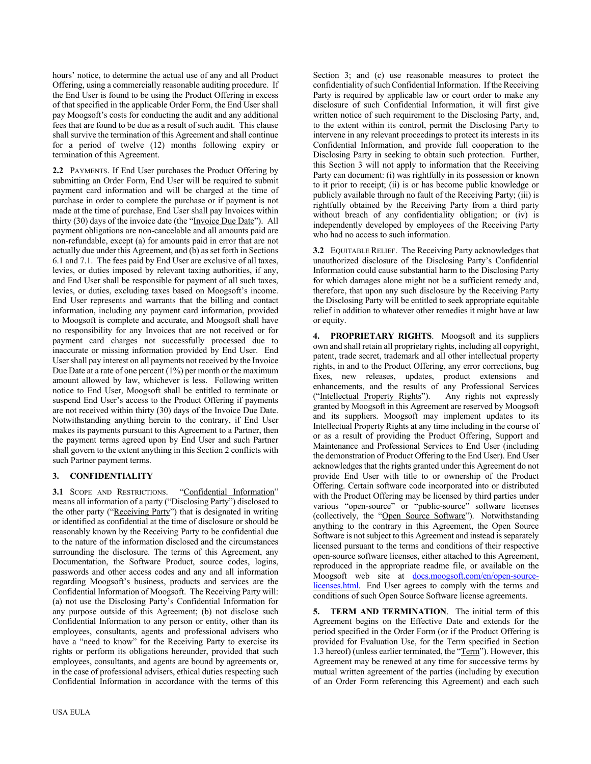hours' notice, to determine the actual use of any and all Product Offering, using a commercially reasonable auditing procedure. If the End User is found to be using the Product Offering in excess of that specified in the applicable Order Form, the End User shall pay Moogsoft's costs for conducting the audit and any additional fees that are found to be due as a result of such audit. This clause shall survive the termination of this Agreement and shall continue for a period of twelve (12) months following expiry or termination of this Agreement.

**2.2** PAYMENTS. If End User purchases the Product Offering by submitting an Order Form, End User will be required to submit payment card information and will be charged at the time of purchase in order to complete the purchase or if payment is not made at the time of purchase, End User shall pay Invoices within thirty (30) days of the invoice date (the "Invoice Due Date"). All payment obligations are non-cancelable and all amounts paid are non-refundable, except (a) for amounts paid in error that are not actually due under this Agreement, and (b) as set forth in Sections 6.1 and 7.1. The fees paid by End User are exclusive of all taxes, levies, or duties imposed by relevant taxing authorities, if any, and End User shall be responsible for payment of all such taxes, levies, or duties, excluding taxes based on Moogsoft's income. End User represents and warrants that the billing and contact information, including any payment card information, provided to Moogsoft is complete and accurate, and Moogsoft shall have no responsibility for any Invoices that are not received or for payment card charges not successfully processed due to inaccurate or missing information provided by End User. End User shall pay interest on all payments not received by the Invoice Due Date at a rate of one percent (1%) per month or the maximum amount allowed by law, whichever is less. Following written notice to End User, Moogsoft shall be entitled to terminate or suspend End User's access to the Product Offering if payments are not received within thirty (30) days of the Invoice Due Date. Notwithstanding anything herein to the contrary, if End User makes its payments pursuant to this Agreement to a Partner, then the payment terms agreed upon by End User and such Partner shall govern to the extent anything in this Section 2 conflicts with such Partner payment terms.

## 3. CONFIDENTIALITY

**3.1** SCOPE AND RESTRICTIONS. "Confidential Information" means all information of a party ("Disclosing Party") disclosed to the other party ("Receiving Party") that is designated in writing or identified as confidential at the time of disclosure or should be reasonably known by the Receiving Party to be confidential due to the nature of the information disclosed and the circumstances surrounding the disclosure. The terms of this Agreement, any Documentation, the Software Product, source codes, logins, passwords and other access codes and any and all information regarding Moogsoft's business, products and services are the Confidential Information of Moogsoft. The Receiving Party will: (a) not use the Disclosing Party's Confidential Information for any purpose outside of this Agreement; (b) not disclose such Confidential Information to any person or entity, other than its employees, consultants, agents and professional advisers who have a "need to know" for the Receiving Party to exercise its rights or perform its obligations hereunder, provided that such employees, consultants, and agents are bound by agreements or, in the case of professional advisers, ethical duties respecting such Confidential Information in accordance with the terms of this Section 3; and (c) use reasonable measures to protect the confidentiality of such Confidential Information. If the Receiving Party is required by applicable law or court order to make any disclosure of such Confidential Information, it will first give written notice of such requirement to the Disclosing Party, and, to the extent within its control, permit the Disclosing Party to intervene in any relevant proceedings to protect its interests in its Confidential Information, and provide full cooperation to the Disclosing Party in seeking to obtain such protection. Further, this Section 3 will not apply to information that the Receiving Party can document: (i) was rightfully in its possession or known to it prior to receipt; (ii) is or has become public knowledge or publicly available through no fault of the Receiving Party; (iii) is rightfully obtained by the Receiving Party from a third party without breach of any confidentiality obligation; or (iv) is independently developed by employees of the Receiving Party who had no access to such information.

**3.2** EQUITABLE RELIEF. The Receiving Party acknowledges that unauthorized disclosure of the Disclosing Party's Confidential Information could cause substantial harm to the Disclosing Party for which damages alone might not be a sufficient remedy and, therefore, that upon any such disclosure by the Receiving Party the Disclosing Party will be entitled to seek appropriate equitable relief in addition to whatever other remedies it might have at law or equity.

**4. PROPRIETARY RIGHTS**. Moogsoft and its suppliers own and shall retain all proprietary rights, including all copyright, patent, trade secret, trademark and all other intellectual property rights, in and to the Product Offering, any error corrections, bug fixes, new releases, updates, product extensions and enhancements, and the results of any Professional Services ("Intellectual Property Rights"). Any rights not expressly granted by Moogsoft in this Agreement are reserved by Moogsoft and its suppliers. Moogsoft may implement updates to its Intellectual Property Rights at any time including in the course of or as a result of providing the Product Offering, Support and Maintenance and Professional Services to End User (including the demonstration of Product Offering to the End User). End User acknowledges that the rights granted under this Agreement do not provide End User with title to or ownership of the Product Offering. Certain software code incorporated into or distributed with the Product Offering may be licensed by third parties under various "open-source" or "public-source" software licenses (collectively, the "Open Source Software"). Notwithstanding anything to the contrary in this Agreement, the Open Source Software is not subject to this Agreement and instead is separately licensed pursuant to the terms and conditions of their respective open-source software licenses, either attached to this Agreement, reproduced in the appropriate readme file, or available on the Moogsoft web site at [docs.moogsoft.com/en/open-source-licenses.html](docs.moogsoft.com/en/open-source-licenses.html). End User agrees to comply with the terms and conditions of such Open Source Software license agreements.

**5. TERM AND TERMINATION**. The initial term of this Agreement begins on the Effective Date and extends for the period specified in the Order Form (or if the Product Offering is provided for Evaluation Use, for the Term specified in Section 1.3 hereof) (unless earlier terminated, the "Term"). However, this Agreement may be renewed at any time for successive terms by mutual written agreement of the parties (including by execution of an Order Form referencing this Agreement) and each such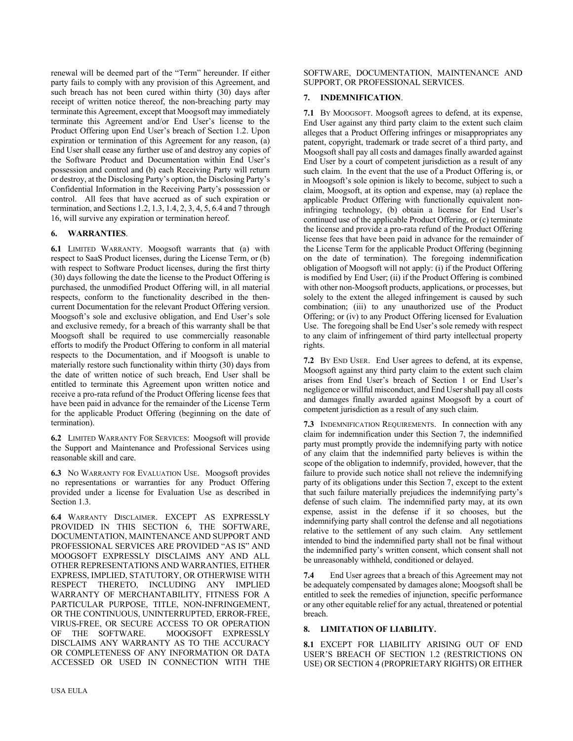renewal will be deemed part of the "Term" hereunder. If either party fails to comply with any provision of this Agreement, and such breach has not been cured within thirty (30) days after receipt of written notice thereof, the non-breaching party may terminate this Agreement, except that Moogsoft may immediately terminate this Agreement and/or End User's license to the Product Offering upon End User's breach of Section 1.2. Upon expiration or termination of this Agreement for any reason, (a) End User shall cease any further use of and destroy any copies of the Software Product and Documentation within End User's possession and control and (b) each Receiving Party will return or destroy, at the Disclosing Party's option, the Disclosing Party's Confidential Information in the Receiving Party's possession or control. All fees that have accrued as of such expiration or termination, and Sections 1.2, 1.3, 1.4, 2, 3, 4, 5, 6.4 and 7 through 16, will survive any expiration or termination hereof.

## 6. WARRANTIES.

**6.1** LIMITED WARRANTY. Moogsoft warrants that (a) with respect to SaaS Product licenses, during the License Term, or (b) with respect to Software Product licenses, during the first thirty (30) days following the date the license to the Product Offering is purchased, the unmodified Product Offering will, in all material respects, conform to the functionality described in the then-current Documentation for the relevant Product Offering version. Moogsoft's sole and exclusive obligation, and End User's sole and exclusive remedy, for a breach of this warranty shall be that Moogsoft shall be required to use commercially reasonable efforts to modify the Product Offering to conform in all material respects to the Documentation, and if Moogsoft is unable to materially restore such functionality within thirty (30) days from the date of written notice of such breach, End User shall be entitled to terminate this Agreement upon written notice and receive a pro-rata refund of the Product Offering license fees that have been paid in advance for the remainder of the License Term for the applicable Product Offering (beginning on the date of termination).

**6.2** LIMITED WARRANTY FOR SERVICES: Moogsoft will provide the Support and Maintenance and Professional Services using reasonable skill and care.

**6.3** NO WARRANTY FOR EVALUATION USE. Moogsoft provides no representations or warranties for any Product Offering provided under a license for Evaluation Use as described in Section 1.3.

**6.4** WARRANTY DISCLAIMER. EXCEPT AS EXPRESSLY PROVIDED IN THIS SECTION 6, THE SOFTWARE, DOCUMENTATION, MAINTENANCE AND SUPPORT AND PROFESSIONAL SERVICES ARE PROVIDED "AS IS" AND MOOGSOFT EXPRESSLY DISCLAIMS ANY AND ALL OTHER REPRESENTATIONS AND WARRANTIES, EITHER EXPRESS, IMPLIED, STATUTORY, OR OTHERWISE WITH RESPECT THERETO, INCLUDING ANY IMPLIED WARRANTY OF MERCHANTABILITY, FITNESS FOR A PARTICULAR PURPOSE, TITLE, NON-INFRINGEMENT, OR THE CONTINUOUS, UNINTERRUPTED, ERROR-FREE, VIRUS-FREE, OR SECURE ACCESS TO OR OPERATION OF THE SOFTWARE. MOOGSOFT EXPRESSLY DISCLAIMS ANY WARRANTY AS TO THE ACCURACY OR COMPLETENESS OF ANY INFORMATION OR DATA ACCESSED OR USED IN CONNECTION WITH THE SOFTWARE, DOCUMENTATION, MAINTENANCE AND SUPPORT, OR PROFESSIONAL SERVICES.

## 7. INDEMNIFICATION.

**7.1** BY MOOGSOFT. Moogsoft agrees to defend, at its expense, End User against any third party claim to the extent such claim alleges that a Product Offering infringes or misappropriates any patent, copyright, trademark or trade secret of a third party, and Moogsoft shall pay all costs and damages finally awarded against End User by a court of competent jurisdiction as a result of any such claim. In the event that the use of a Product Offering is, or in Moogsoft's sole opinion is likely to become, subject to such a claim, Moogsoft, at its option and expense, may (a) replace the applicable Product Offering with functionally equivalent non-infringing technology, (b) obtain a license for End User's continued use of the applicable Product Offering, or (c) terminate the license and provide a pro-rata refund of the Product Offering license fees that have been paid in advance for the remainder of the License Term for the applicable Product Offering (beginning on the date of termination). The foregoing indemnification obligation of Moogsoft will not apply: (i) if the Product Offering is modified by End User; (ii) if the Product Offering is combined with other non-Moogsoft products, applications, or processes, but solely to the extent the alleged infringement is caused by such combination; (iii) to any unauthorized use of the Product Offering; or (iv) to any Product Offering licensed for Evaluation Use. The foregoing shall be End User's sole remedy with respect to any claim of infringement of third party intellectual property rights.

**7.2** BY END USER. End User agrees to defend, at its expense, Moogsoft against any third party claim to the extent such claim arises from End User's breach of Section 1 or End User's negligence or willful misconduct, and End User shall pay all costs and damages finally awarded against Moogsoft by a court of competent jurisdiction as a result of any such claim.

**7.3** INDEMNIFICATION REQUIREMENTS. In connection with any claim for indemnification under this Section 7, the indemnified party must promptly provide the indemnifying party with notice of any claim that the indemnified party believes is within the scope of the obligation to indemnify, provided, however, that the failure to provide such notice shall not relieve the indemnifying party of its obligations under this Section 7, except to the extent that such failure materially prejudices the indemnifying party's defense of such claim. The indemnified party may, at its own expense, assist in the defense if it so chooses, but the indemnifying party shall control the defense and all negotiations relative to the settlement of any such claim. Any settlement intended to bind the indemnified party shall not be final without the indemnified party's written consent, which consent shall not be unreasonably withheld, conditioned or delayed.

**7.4** End User agrees that a breach of this Agreement may not be adequately compensated by damages alone; Moogsoft shall be entitled to seek the remedies of injunction, specific performance or any other equitable relief for any actual, threatened or potential breach.

## 8. LIMITATION OF LIABILITY.

**8.1** EXCEPT FOR LIABILITY ARISING OUT OF END USER'S BREACH OF SECTION 1.2 (RESTRICTIONS ON USE) OR SECTION 4 (PROPRIETARY RIGHTS) OR EITHER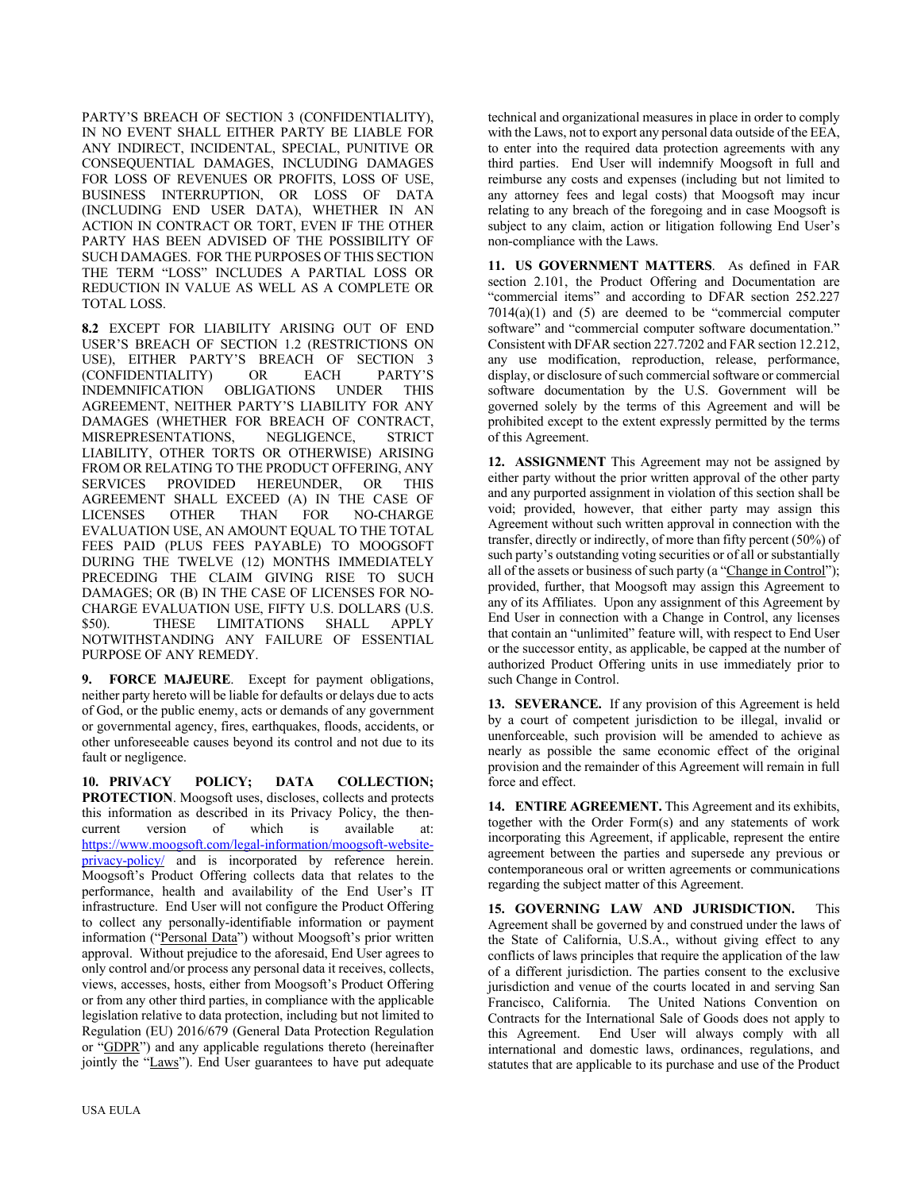PARTY'S BREACH OF SECTION 3 (CONFIDENTIALITY), IN NO EVENT SHALL EITHER PARTY BE LIABLE FOR ANY INDIRECT, INCIDENTAL, SPECIAL, PUNITIVE OR CONSEQUENTIAL DAMAGES, INCLUDING DAMAGES FOR LOSS OF REVENUES OR PROFITS, LOSS OF USE, BUSINESS INTERRUPTION, OR LOSS OF DATA (INCLUDING END USER DATA), WHETHER IN AN ACTION IN CONTRACT OR TORT, EVEN IF THE OTHER PARTY HAS BEEN ADVISED OF THE POSSIBILITY OF SUCH DAMAGES. FOR THE PURPOSES OF THIS SECTION THE TERM "LOSS" INCLUDES A PARTIAL LOSS OR REDUCTION IN VALUE AS WELL AS A COMPLETE OR TOTAL LOSS.

**8.2** EXCEPT FOR LIABILITY ARISING OUT OF END USER'S BREACH OF SECTION 1.2 (RESTRICTIONS ON USE), EITHER PARTY'S BREACH OF SECTION 3 (CONFIDENTIALITY) OR EACH PARTY'S INDEMNIFICATION OBLIGATIONS UNDER THIS AGREEMENT, NEITHER PARTY'S LIABILITY FOR ANY DAMAGES (WHETHER FOR BREACH OF CONTRACT, MISREPRESENTATIONS, NEGLIGENCE, STRICT LIABILITY, OTHER TORTS OR OTHERWISE) ARISING FROM OR RELATING TO THE PRODUCT OFFERING, ANY SERVICES PROVIDED HEREUNDER, OR THIS AGREEMENT SHALL EXCEED (A) IN THE CASE OF LICENSES OTHER THAN FOR NO-CHARGE EVALUATION USE, AN AMOUNT EQUAL TO THE TOTAL FEES PAID (PLUS FEES PAYABLE) TO MOOGSOFT DURING THE TWELVE (12) MONTHS IMMEDIATELY PRECEDING THE CLAIM GIVING RISE TO SUCH DAMAGES; OR (B) IN THE CASE OF LICENSES FOR NO-CHARGE EVALUATION USE, FIFTY U.S. DOLLARS (U.S. $50). THESE LIMITATIONS SHALL APPLY NOTWITHSTANDING ANY FAILURE OF ESSENTIAL PURPOSE OF ANY REMEDY.

**9. FORCE MAJEURE**. Except for payment obligations, neither party hereto will be liable for defaults or delays due to acts of God, or the public enemy, acts or demands of any government or governmental agency, fires, earthquakes, floods, accidents, or other unforeseeable causes beyond its control and not due to its fault or negligence.

**10. PRIVACY POLICY; DATA COLLECTION; PROTECTION**. Moogsoft uses, discloses, collects and protects this information as described in its Privacy Policy, the then-current version of which is available at: https://www.moogsoft.com/legal-information/moogsoft-website-privacy-policy/ and is incorporated by reference herein. Moogsoft's Product Offering collects data that relates to the performance, health and availability of the End User's IT infrastructure. End User will not configure the Product Offering to collect any personally-identifiable information or payment information ("Personal Data") without Moogsoft's prior written approval. Without prejudice to the aforesaid, End User agrees to only control and/or process any personal data it receives, collects, views, accesses, hosts, either from Moogsoft's Product Offering or from any other third parties, in compliance with the applicable legislation relative to data protection, including but not limited to Regulation (EU) 2016/679 (General Data Protection Regulation or "GDPR") and any applicable regulations thereto (hereinafter jointly the "Laws"). End User guarantees to have put adequate technical and organizational measures in place in order to comply with the Laws, not to export any personal data outside of the EEA, to enter into the required data protection agreements with any third parties. End User will indemnify Moogsoft in full and reimburse any costs and expenses (including but not limited to any attorney fees and legal costs) that Moogsoft may incur relating to any breach of the foregoing and in case Moogsoft is subject to any claim, action or litigation following End User's non-compliance with the Laws.

**11. US GOVERNMENT MATTERS**. As defined in FAR section 2.101, the Product Offering and Documentation are "commercial items" and according to DFAR section 252.227 7014(a)(1) and (5) are deemed to be "commercial computer software" and "commercial computer software documentation." Consistent with DFAR section 227.7202 and FAR section 12.212, any use modification, reproduction, release, performance, display, or disclosure of such commercial software or commercial software documentation by the U.S. Government will be governed solely by the terms of this Agreement and will be prohibited except to the extent expressly permitted by the terms of this Agreement.

**12. ASSIGNMENT** This Agreement may not be assigned by either party without the prior written approval of the other party and any purported assignment in violation of this section shall be void; provided, however, that either party may assign this Agreement without such written approval in connection with the transfer, directly or indirectly, of more than fifty percent (50%) of such party's outstanding voting securities or of all or substantially all of the assets or business of such party (a "Change in Control"); provided, further, that Moogsoft may assign this Agreement to any of its Affiliates. Upon any assignment of this Agreement by End User in connection with a Change in Control, any licenses that contain an "unlimited" feature will, with respect to End User or the successor entity, as applicable, be capped at the number of authorized Product Offering units in use immediately prior to such Change in Control.

**13. SEVERANCE.** If any provision of this Agreement is held by a court of competent jurisdiction to be illegal, invalid or unenforceable, such provision will be amended to achieve as nearly as possible the same economic effect of the original provision and the remainder of this Agreement will remain in full force and effect.

**14. ENTIRE AGREEMENT.** This Agreement and its exhibits, together with the Order Form(s) and any statements of work incorporating this Agreement, if applicable, represent the entire agreement between the parties and supersede any previous or contemporaneous oral or written agreements or communications regarding the subject matter of this Agreement.

**15. GOVERNING LAW AND JURISDICTION.** This Agreement shall be governed by and construed under the laws of the State of California, U.S.A., without giving effect to any conflicts of laws principles that require the application of the law of a different jurisdiction. The parties consent to the exclusive jurisdiction and venue of the courts located in and serving San Francisco, California. The United Nations Convention on Contracts for the International Sale of Goods does not apply to this Agreement. End User will always comply with all international and domestic laws, ordinances, regulations, and statutes that are applicable to its purchase and use of the Product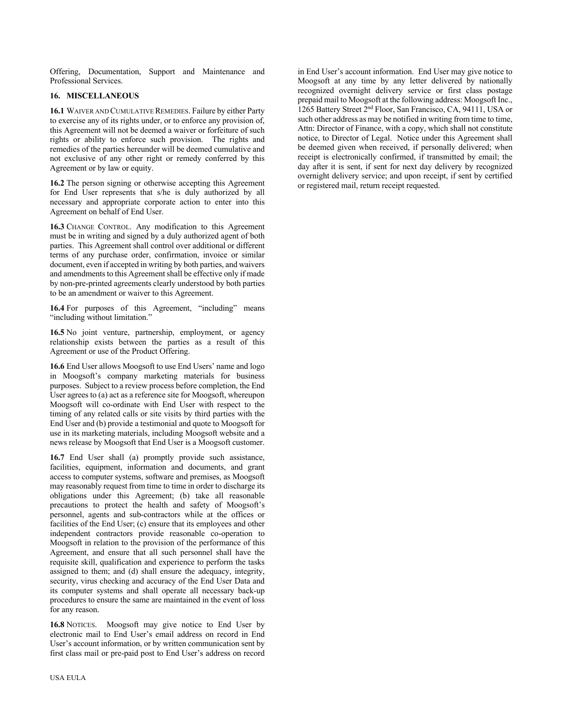Offering, Documentation, Support and Maintenance and Professional Services.

## 16. MISCELLANEOUS

**16.1** WAIVER AND CUMULATIVE REMEDIES. Failure by either Party to exercise any of its rights under, or to enforce any provision of, this Agreement will not be deemed a waiver or forfeiture of such rights or ability to enforce such provision. The rights and remedies of the parties hereunder will be deemed cumulative and not exclusive of any other right or remedy conferred by this Agreement or by law or equity.

**16.2** The person signing or otherwise accepting this Agreement for End User represents that s/he is duly authorized by all necessary and appropriate corporate action to enter into this Agreement on behalf of End User.

**16.3** CHANGE CONTROL. Any modification to this Agreement must be in writing and signed by a duly authorized agent of both parties. This Agreement shall control over additional or different terms of any purchase order, confirmation, invoice or similar document, even if accepted in writing by both parties, and waivers and amendments to this Agreement shall be effective only if made by non-pre-printed agreements clearly understood by both parties to be an amendment or waiver to this Agreement.

**16.4** For purposes of this Agreement, "including" means "including without limitation."

**16.5** No joint venture, partnership, employment, or agency relationship exists between the parties as a result of this Agreement or use of the Product Offering.

**16.6** End User allows Moogsoft to use End Users' name and logo in Moogsoft's company marketing materials for business purposes. Subject to a review process before completion, the End User agrees to (a) act as a reference site for Moogsoft, whereupon Moogsoft will co-ordinate with End User with respect to the timing of any related calls or site visits by third parties with the End User and (b) provide a testimonial and quote to Moogsoft for use in its marketing materials, including Moogsoft website and a news release by Moogsoft that End User is a Moogsoft customer.

**16.7** End User shall (a) promptly provide such assistance, facilities, equipment, information and documents, and grant access to computer systems, software and premises, as Moogsoft may reasonably request from time to time in order to discharge its obligations under this Agreement; (b) take all reasonable precautions to protect the health and safety of Moogsoft's personnel, agents and sub-contractors while at the offices or facilities of the End User; (c) ensure that its employees and other independent contractors provide reasonable co-operation to Moogsoft in relation to the provision of the performance of this Agreement, and ensure that all such personnel shall have the requisite skill, qualification and experience to perform the tasks assigned to them; and (d) shall ensure the adequacy, integrity, security, virus checking and accuracy of the End User Data and its computer systems and shall operate all necessary back-up procedures to ensure the same are maintained in the event of loss for any reason.

**16.8** NOTICES. Moogsoft may give notice to End User by electronic mail to End User's email address on record in End User's account information, or by written communication sent by first class mail or pre-paid post to End User's address on record in End User's account information. End User may give notice to Moogsoft at any time by any letter delivered by nationally recognized overnight delivery service or first class postage prepaid mail to Moogsoft at the following address: Moogsoft Inc., 1265 Battery Street 2nd Floor, San Francisco, CA, 94111, USA or such other address as may be notified in writing from time to time, Attn: Director of Finance, with a copy, which shall not constitute notice, to Director of Legal. Notice under this Agreement shall be deemed given when received, if personally delivered; when receipt is electronically confirmed, if transmitted by email; the day after it is sent, if sent for next day delivery by recognized overnight delivery service; and upon receipt, if sent by certified or registered mail, return receipt requested.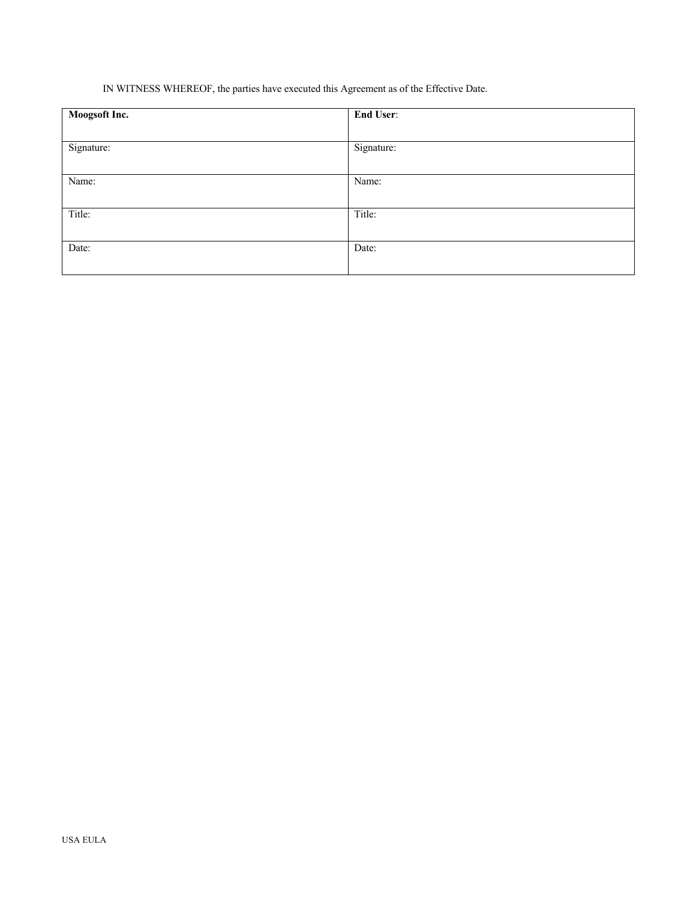IN WITNESS WHEREOF, the parties have executed this Agreement as of the Effective Date.

| **Moogsoft Inc.** | **End User**: |
|---|---|
| Signature: | Signature: |
| Name: | Name: |
| Title: | Title: |
| Date: | Date: |